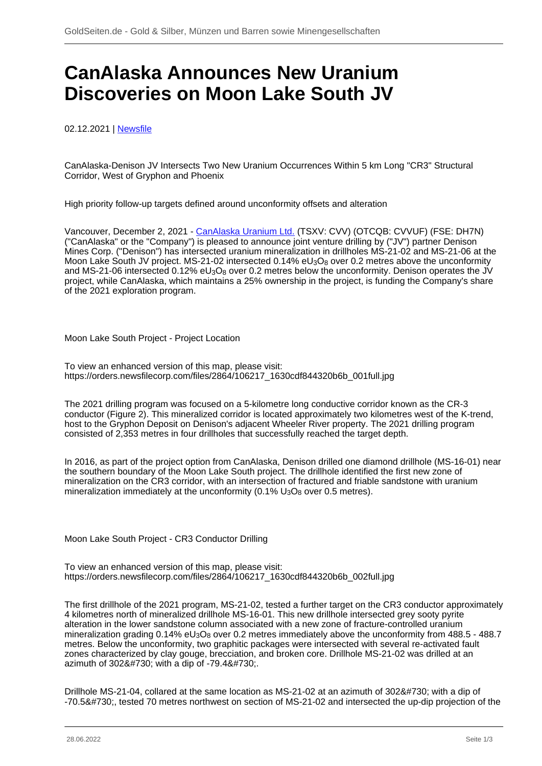# CanAlaska Announces New Uranium Discoveries on Moon Lake South JV

02.12.2021 | Newsfile

CanAlaska-Denison JV Intersects Two New Uranium Occurrences Within 5 km Long "CR3" Structural Corridor, West of Gryphon and Phoenix

High priority follow-up targets defined around unconformity offsets and alteration

Vancouver, December 2, 2021 - CanAlaska Uranium Ltd. (TSXV: CVV) (OTCQB: CVVUF) (FSE: DH7N) ("CanAlaska" or the "Company") is pleased to announce joint venture drilling by ("JV") partner Denison Mines Corp. ("Denison") has intersected uranium mineralization in drillholes MS-21-02 and MS-21-06 at the Moon Lake South JV project. MS-21-02 intersected 0.14% $eU_3O_8$ over 0.2 metres above the unconformity and MS-21-06 intersected 0.12% $eU_3O_8$ over 0.2 metres below the unconformity. Denison operates the JV project, while CanAlaska, which maintains a 25% ownership in the project, is funding the Company's share of the 2021 exploration program.

Moon Lake South Project - Project Location

To view an enhanced version of this map, please visit:
https://orders.newsfilecorp.com/files/2864/106217_1630cdf844320b6b_001full.jpg

The 2021 drilling program was focused on a 5-kilometre long conductive corridor known as the CR-3 conductor (Figure 2). This mineralized corridor is located approximately two kilometres west of the K-trend, host to the Gryphon Deposit on Denison's adjacent Wheeler River property. The 2021 drilling program consisted of 2,353 metres in four drillholes that successfully reached the target depth.

In 2016, as part of the project option from CanAlaska, Denison drilled one diamond drillhole (MS-16-01) near the southern boundary of the Moon Lake South project. The drillhole identified the first new zone of mineralization on the CR3 corridor, with an intersection of fractured and friable sandstone with uranium mineralization immediately at the unconformity (0.1% $U_3O_8$ over 0.5 metres).

Moon Lake South Project - CR3 Conductor Drilling

To view an enhanced version of this map, please visit:
https://orders.newsfilecorp.com/files/2864/106217_1630cdf844320b6b_002full.jpg

The first drillhole of the 2021 program, MS-21-02, tested a further target on the CR3 conductor approximately 4 kilometres north of mineralized drillhole MS-16-01. This new drillhole intersected grey sooty pyrite alteration in the lower sandstone column associated with a new zone of fracture-controlled uranium mineralization grading 0.14% $eU_3O_8$ over 0.2 metres immediately above the unconformity from 488.5 - 488.7 metres. Below the unconformity, two graphitic packages were intersected with several re-activated fault zones characterized by clay gouge, brecciation, and broken core. Drillhole MS-21-02 was drilled at an azimuth of 302&#730; with a dip of -79.4&#730;.

Drillhole MS-21-04, collared at the same location as MS-21-02 at an azimuth of 302&#730; with a dip of -70.5&#730;, tested 70 metres northwest on section of MS-21-02 and intersected the up-dip projection of the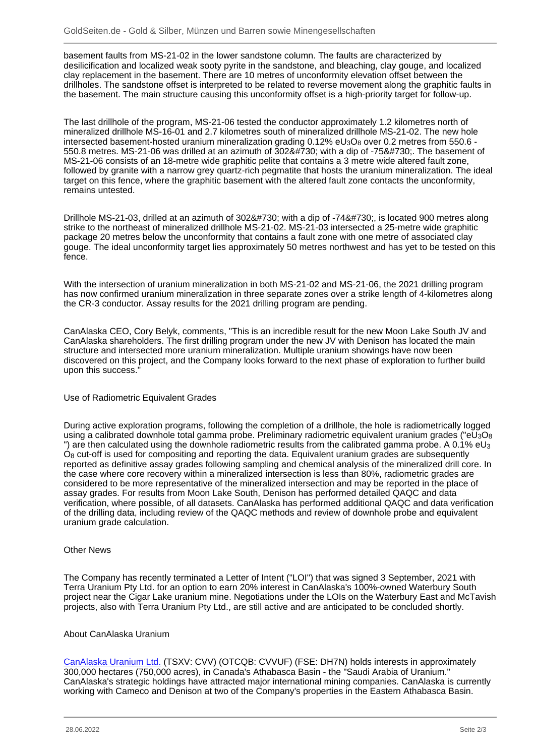basement faults from MS-21-02 in the lower sandstone column. The faults are characterized by desilicification and localized weak sooty pyrite in the sandstone, and bleaching, clay gouge, and localized clay replacement in the basement. There are 10 metres of unconformity elevation offset between the drillholes. The sandstone offset is interpreted to be related to reverse movement along the graphitic faults in the basement. The main structure causing this unconformity offset is a high-priority target for follow-up.

The last drillhole of the program, MS-21-06 tested the conductor approximately 1.2 kilometres north of mineralized drillhole MS-16-01 and 2.7 kilometres south of mineralized drillhole MS-21-02. The new hole intersected basement-hosted uranium mineralization grading 0.12% $eU_3O_8$ over 0.2 metres from 550.6 - 550.8 metres. MS-21-06 was drilled at an azimuth of 302&#730; with a dip of -75&#730;. The basement of MS-21-06 consists of an 18-metre wide graphitic pelite that contains a 3 metre wide altered fault zone, followed by granite with a narrow grey quartz-rich pegmatite that hosts the uranium mineralization. The ideal target on this fence, where the graphitic basement with the altered fault zone contacts the unconformity, remains untested.

Drillhole MS-21-03, drilled at an azimuth of 302&#730; with a dip of -74&#730;, is located 900 metres along strike to the northeast of mineralized drillhole MS-21-02. MS-21-03 intersected a 25-metre wide graphitic package 20 metres below the unconformity that contains a fault zone with one metre of associated clay gouge. The ideal unconformity target lies approximately 50 metres northwest and has yet to be tested on this fence.

With the intersection of uranium mineralization in both MS-21-02 and MS-21-06, the 2021 drilling program has now confirmed uranium mineralization in three separate zones over a strike length of 4-kilometres along the CR-3 conductor. Assay results for the 2021 drilling program are pending.

CanAlaska CEO, Cory Belyk, comments, "This is an incredible result for the new Moon Lake South JV and CanAlaska shareholders. The first drilling program under the new JV with Denison has located the main structure and intersected more uranium mineralization. Multiple uranium showings have now been discovered on this project, and the Company looks forward to the next phase of exploration to further build upon this success."

## Use of Radiometric Equivalent Grades

During active exploration programs, following the completion of a drillhole, the hole is radiometrically logged using a calibrated downhole total gamma probe. Preliminary radiometric equivalent uranium grades ("$eU_3O_8$") are then calculated using the downhole radiometric results from the calibrated gamma probe. A 0.1% $eU_3O_8$ cut-off is used for compositing and reporting the data. Equivalent uranium grades are subsequently reported as definitive assay grades following sampling and chemical analysis of the mineralized drill core. In the case where core recovery within a mineralized intersection is less than 80%, radiometric grades are considered to be more representative of the mineralized intersection and may be reported in the place of assay grades. For results from Moon Lake South, Denison has performed detailed QAQC and data verification, where possible, of all datasets. CanAlaska has performed additional QAQC and data verification of the drilling data, including review of the QAQC methods and review of downhole probe and equivalent uranium grade calculation.

## Other News

The Company has recently terminated a Letter of Intent ("LOI") that was signed 3 September, 2021 with Terra Uranium Pty Ltd. for an option to earn 20% interest in CanAlaska's 100%-owned Waterbury South project near the Cigar Lake uranium mine. Negotiations under the LOIs on the Waterbury East and McTavish projects, also with Terra Uranium Pty Ltd., are still active and are anticipated to be concluded shortly.

## About CanAlaska Uranium

CanAlaska Uranium Ltd. (TSXV: CVV) (OTCQB: CVVUF) (FSE: DH7N) holds interests in approximately 300,000 hectares (750,000 acres), in Canada's Athabasca Basin - the "Saudi Arabia of Uranium." CanAlaska's strategic holdings have attracted major international mining companies. CanAlaska is currently working with Cameco and Denison at two of the Company's properties in the Eastern Athabasca Basin.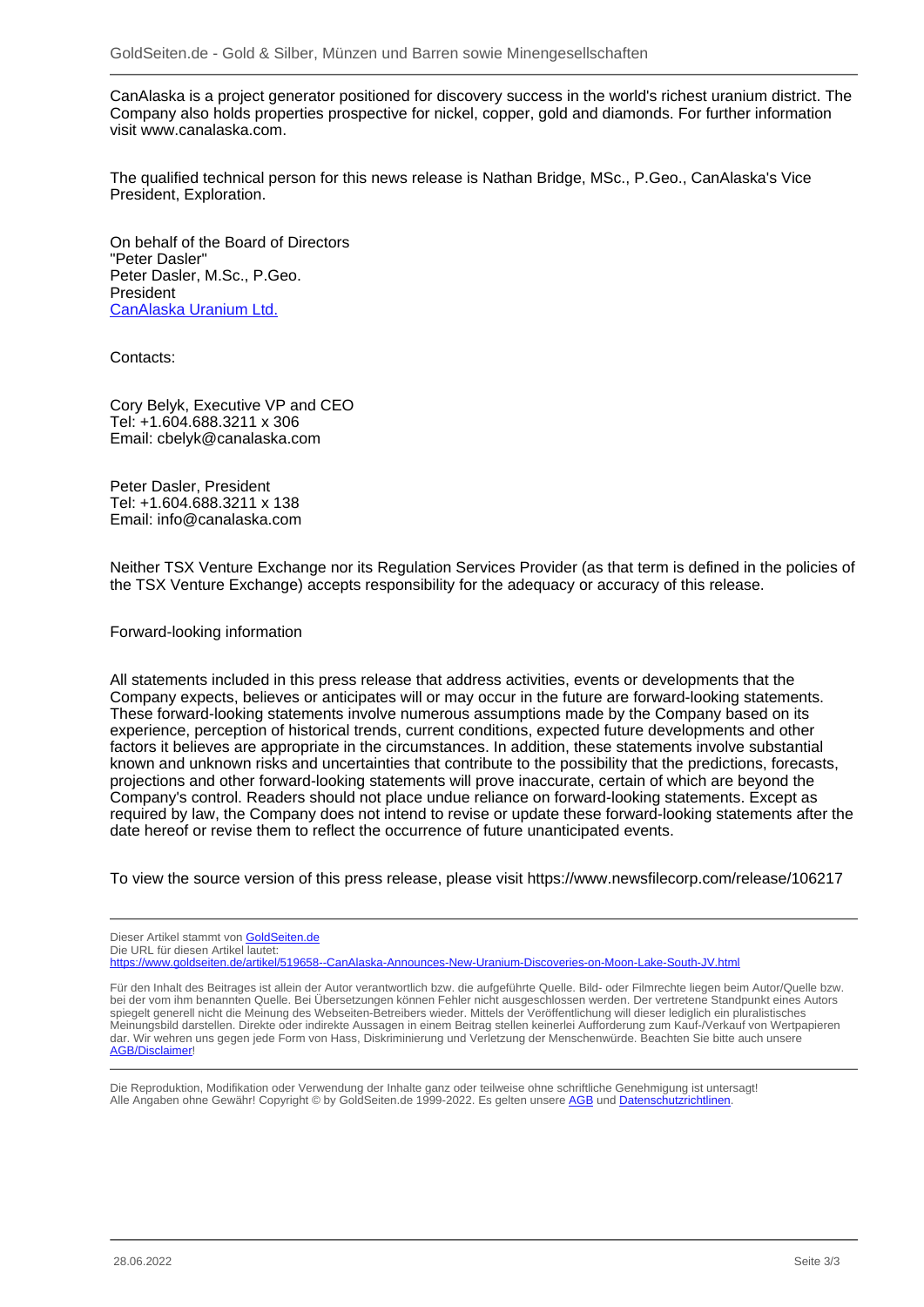CanAlaska is a project generator positioned for discovery success in the world's richest uranium district. The Company also holds properties prospective for nickel, copper, gold and diamonds. For further information visit www.canalaska.com.

The qualified technical person for this news release is Nathan Bridge, MSc., P.Geo., CanAlaska's Vice President, Exploration.

On behalf of the Board of Directors
"Peter Dasler"
Peter Dasler, M.Sc., P.Geo.
President
CanAlaska Uranium Ltd.

Contacts:

Cory Belyk, Executive VP and CEO
Tel: +1.604.688.3211 x 306
Email: cbelyk@canalaska.com

Peter Dasler, President
Tel: +1.604.688.3211 x 138
Email: info@canalaska.com

Neither TSX Venture Exchange nor its Regulation Services Provider (as that term is defined in the policies of the TSX Venture Exchange) accepts responsibility for the adequacy or accuracy of this release.

Forward-looking information

All statements included in this press release that address activities, events or developments that the Company expects, believes or anticipates will or may occur in the future are forward-looking statements. These forward-looking statements involve numerous assumptions made by the Company based on its experience, perception of historical trends, current conditions, expected future developments and other factors it believes are appropriate in the circumstances. In addition, these statements involve substantial known and unknown risks and uncertainties that contribute to the possibility that the predictions, forecasts, projections and other forward-looking statements will prove inaccurate, certain of which are beyond the Company's control. Readers should not place undue reliance on forward-looking statements. Except as required by law, the Company does not intend to revise or update these forward-looking statements after the date hereof or revise them to reflect the occurrence of future unanticipated events.

To view the source version of this press release, please visit https://www.newsfilecorp.com/release/106217

---

Dieser Artikel stammt von GoldSeiten.de
Die URL für diesen Artikel lautet:
https://www.goldseiten.de/artikel/519658--CanAlaska-Announces-New-Uranium-Discoveries-on-Moon-Lake-South-JV.html

Für den Inhalt des Beitrages ist allein der Autor verantwortlich bzw. die aufgeführte Quelle. Bild- oder Filmrechte liegen beim Autor/Quelle bzw. bei der vom ihm benannten Quelle. Bei Übersetzungen können Fehler nicht ausgeschlossen werden. Der vertretene Standpunkt eines Autors spiegelt generell nicht die Meinung des Webseiten-Betreibers wieder. Mittels der Veröffentlichung will dieser lediglich ein pluralistisches Meinungsbild darstellen. Direkte oder indirekte Aussagen in einem Beitrag stellen keinerlei Aufforderung zum Kauf-/Verkauf von Wertpapieren dar. Wir wehren uns gegen jede Form von Hass, Diskriminierung und Verletzung der Menschenwürde. Beachten Sie bitte auch unsere AGB/Disclaimer!

---

Die Reproduktion, Modifikation oder Verwendung der Inhalte ganz oder teilweise ohne schriftliche Genehmigung ist untersagt!
Alle Angaben ohne Gewähr! Copyright © by GoldSeiten.de 1999-2022. Es gelten unsere AGB und Datenschutzrichtlinen.